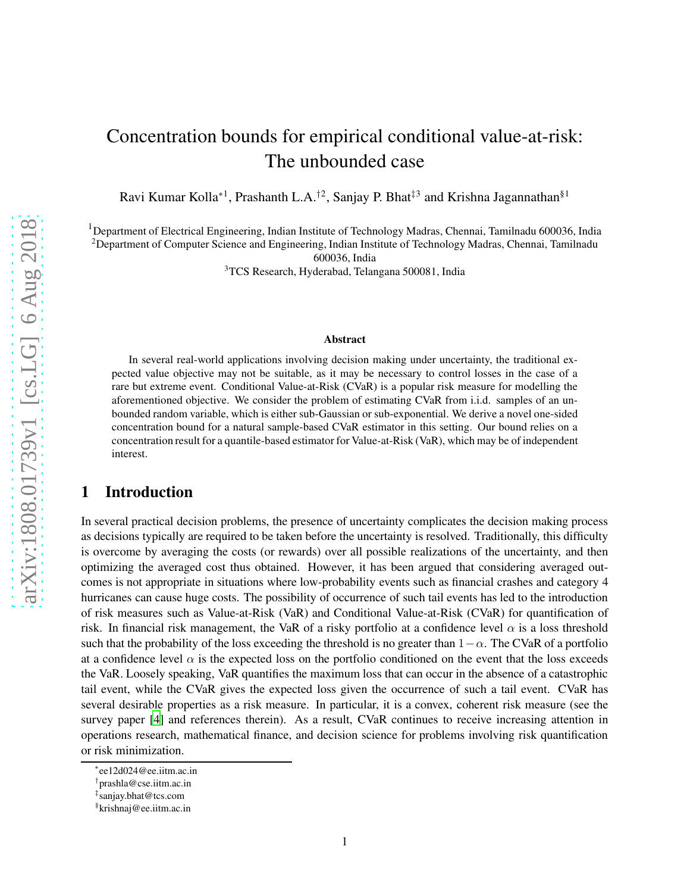# Concentration bounds for empirical conditional value-at-risk: The unbounded case

Ravi Kumar Kolla*[1], Prashanth L.A.†[2], Sanjay P. Bhat‡[3] and Krishna Jagannathan§[1]

[1]Department of Electrical Engineering, Indian Institute of Technology Madras, Chennai, Tamilnadu 600036, India
[2]Department of Computer Science and Engineering, Indian Institute of Technology Madras, Chennai, Tamilnadu 600036, India
[3]TCS Research, Hyderabad, Telangana 500081, India

**Abstract**

In several real-world applications involving decision making under uncertainty, the traditional expected value objective may not be suitable, as it may be necessary to control losses in the case of a rare but extreme event. Conditional Value-at-Risk (CVaR) is a popular risk measure for modelling the aforementioned objective. We consider the problem of estimating CVaR from i.i.d. samples of an unbounded random variable, which is either sub-Gaussian or sub-exponential. We derive a novel one-sided concentration bound for a natural sample-based CVaR estimator in this setting. Our bound relies on a concentration result for a quantile-based estimator for Value-at-Risk (VaR), which may be of independent interest.

## 1 Introduction

In several practical decision problems, the presence of uncertainty complicates the decision making process as decisions typically are required to be taken before the uncertainty is resolved. Traditionally, this difficulty is overcome by averaging the costs (or rewards) over all possible realizations of the uncertainty, and then optimizing the averaged cost thus obtained. However, it has been argued that considering averaged outcomes is not appropriate in situations where low-probability events such as financial crashes and category 4 hurricanes can cause huge costs. The possibility of occurrence of such tail events has led to the introduction of risk measures such as Value-at-Risk (VaR) and Conditional Value-at-Risk (CVaR) for quantification of risk. In financial risk management, the VaR of a risky portfolio at a confidence level $\alpha$ is a loss threshold such that the probability of the loss exceeding the threshold is no greater than $1-\alpha$. The CVaR of a portfolio at a confidence level $\alpha$ is the expected loss on the portfolio conditioned on the event that the loss exceeds the VaR. Loosely speaking, VaR quantifies the maximum loss that can occur in the absence of a catastrophic tail event, while the CVaR gives the expected loss given the occurrence of such a tail event. CVaR has several desirable properties as a risk measure. In particular, it is a convex, coherent risk measure (see the survey paper [4] and references therein). As a result, CVaR continues to receive increasing attention in operations research, mathematical finance, and decision science for problems involving risk quantification or risk minimization.

*ee12d024@ee.iitm.ac.in
†prashla@cse.iitm.ac.in
‡sanjay.bhat@tcs.com
§krishnaj@ee.iitm.ac.in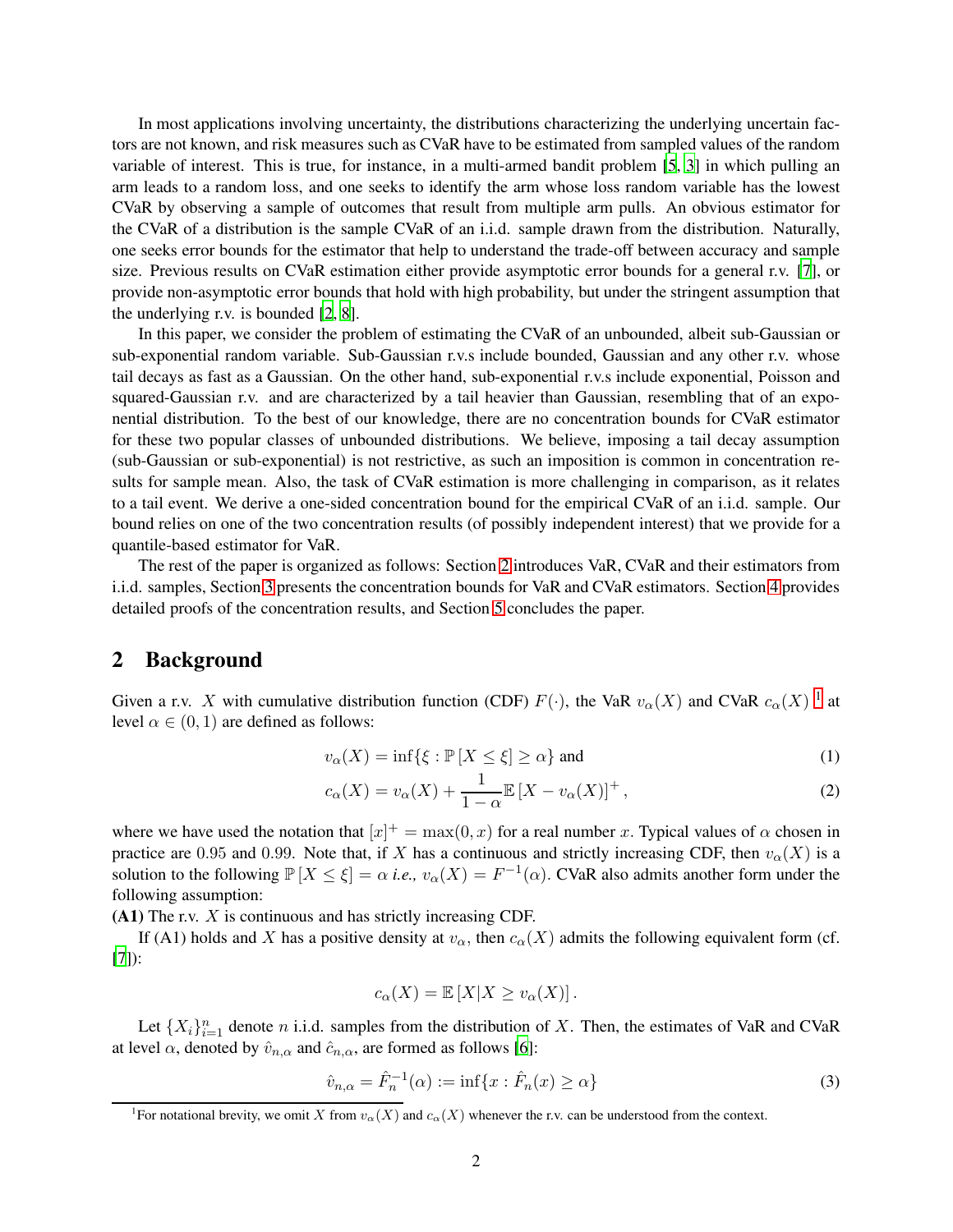In most applications involving uncertainty, the distributions characterizing the underlying uncertain factors are not known, and risk measures such as CVaR have to be estimated from sampled values of the random variable of interest. This is true, for instance, in a multi-armed bandit problem [5, 3] in which pulling an arm leads to a random loss, and one seeks to identify the arm whose loss random variable has the lowest CVaR by observing a sample of outcomes that result from multiple arm pulls. An obvious estimator for the CVaR of a distribution is the sample CVaR of an i.i.d. sample drawn from the distribution. Naturally, one seeks error bounds for the estimator that help to understand the trade-off between accuracy and sample size. Previous results on CVaR estimation either provide asymptotic error bounds for a general r.v. [7], or provide non-asymptotic error bounds that hold with high probability, but under the stringent assumption that the underlying r.v. is bounded [2, 8].

In this paper, we consider the problem of estimating the CVaR of an unbounded, albeit sub-Gaussian or sub-exponential random variable. Sub-Gaussian r.v.s include bounded, Gaussian and any other r.v. whose tail decays as fast as a Gaussian. On the other hand, sub-exponential r.v.s include exponential, Poisson and squared-Gaussian r.v. and are characterized by a tail heavier than Gaussian, resembling that of an exponential distribution. To the best of our knowledge, there are no concentration bounds for CVaR estimator for these two popular classes of unbounded distributions. We believe, imposing a tail decay assumption (sub-Gaussian or sub-exponential) is not restrictive, as such an imposition is common in concentration results for sample mean. Also, the task of CVaR estimation is more challenging in comparison, as it relates to a tail event. We derive a one-sided concentration bound for the empirical CVaR of an i.i.d. sample. Our bound relies on one of the two concentration results (of possibly independent interest) that we provide for a quantile-based estimator for VaR.

The rest of the paper is organized as follows: Section 2 introduces VaR, CVaR and their estimators from i.i.d. samples, Section 3 presents the concentration bounds for VaR and CVaR estimators. Section 4 provides detailed proofs of the concentration results, and Section 5 concludes the paper.

## 2 Background

Given a r.v. $X$ with cumulative distribution function (CDF) $F(\cdot)$, the VaR $v_\alpha(X)$ and CVaR $c_\alpha(X)$ [1] at level $\alpha \in (0,1)$ are defined as follows:

$$v_\alpha(X) = \inf\{\xi : \mathbb{P}\left[X \leq \xi\right] \geq \alpha\} \text{ and} \tag{1}$$

$$c_\alpha(X) = v_\alpha(X) + \frac{1}{1-\alpha}\mathbb{E}\left[X - v_\alpha(X)\right]^+, \tag{2}$$

where we have used the notation that $[x]^+ = \max(0, x)$ for a real number $x$. Typical values of $\alpha$ chosen in practice are $0.95$ and $0.99$. Note that, if $X$ has a continuous and strictly increasing CDF, then $v_\alpha(X)$ is a solution to the following $\mathbb{P}\left[X \leq \xi\right] = \alpha$ *i.e.*, $v_\alpha(X) = F^{-1}(\alpha)$. CVaR also admits another form under the following assumption:

**(A1)** The r.v. $X$ is continuous and has strictly increasing CDF.

If (A1) holds and $X$ has a positive density at $v_\alpha$, then $c_\alpha(X)$ admits the following equivalent form (cf. [7]):

$$c_\alpha(X) = \mathbb{E}\left[X | X \geq v_\alpha(X)\right].$$

Let $\{X_i\}_{i=1}^n$ denote $n$ i.i.d. samples from the distribution of $X$. Then, the estimates of VaR and CVaR at level $\alpha$, denoted by $\hat{v}_{n,\alpha}$ and $\hat{c}_{n,\alpha}$, are formed as follows [6]:

$$\hat{v}_{n,\alpha} = \hat{F}_n^{-1}(\alpha) := \inf\{x : \hat{F}_n(x) \geq \alpha\} \tag{3}$$

[1] For notational brevity, we omit $X$ from $v_\alpha(X)$ and $c_\alpha(X)$ whenever the r.v. can be understood from the context.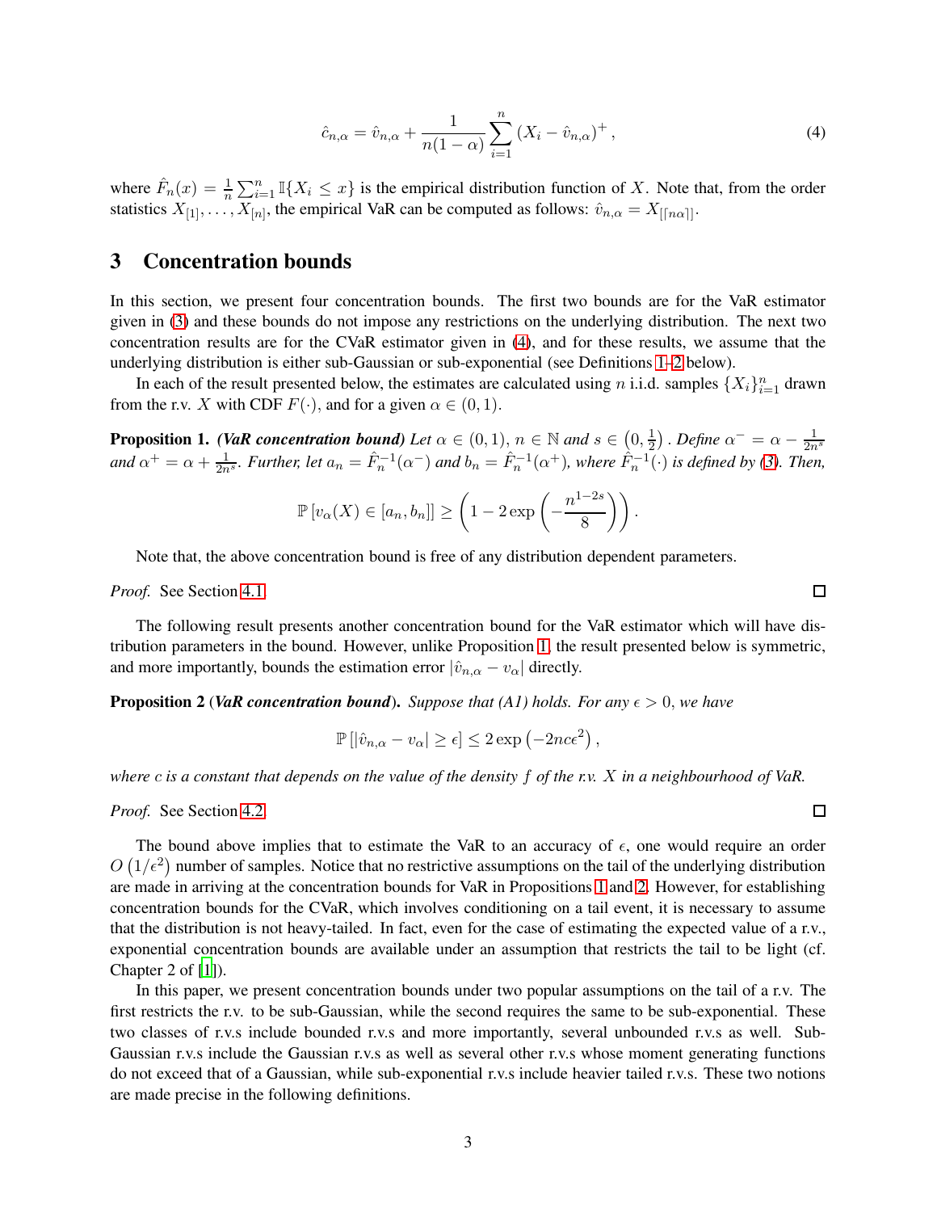$$\hat{c}_{n,\alpha} = \hat{v}_{n,\alpha} + \frac{1}{n(1-\alpha)} \sum_{i=1}^{n} \left(X_i - \hat{v}_{n,\alpha}\right)^{+}, \tag{4}$$

where $\hat{F}_n(x) = \frac{1}{n}\sum_{i=1}^{n} \mathbb{I}\{X_i \leq x\}$ is the empirical distribution function of $X$. Note that, from the order statistics $X_{[1]}, \ldots, X_{[n]}$, the empirical VaR can be computed as follows: $\hat{v}_{n,\alpha} = X_{[\lceil n\alpha \rceil]}$.

## 3 Concentration bounds

In this section, we present four concentration bounds. The first two bounds are for the VaR estimator given in (3) and these bounds do not impose any restrictions on the underlying distribution. The next two concentration results are for the CVaR estimator given in (4), and for these results, we assume that the underlying distribution is either sub-Gaussian or sub-exponential (see Definitions 1–2 below).

In each of the result presented below, the estimates are calculated using $n$ i.i.d. samples $\{X_i\}_{i=1}^{n}$ drawn from the r.v. $X$ with CDF $F(\cdot)$, and for a given $\alpha \in (0,1)$.

**Proposition 1.** ***(VaR concentration bound)*** *Let $\alpha \in (0,1)$, $n \in \mathbb{N}$ and $s \in \left(0, \frac{1}{2}\right)$. Define $\alpha^{-} = \alpha - \frac{1}{2n^s}$ and $\alpha^{+} = \alpha + \frac{1}{2n^s}$. Further, let $a_n = \hat{F}_n^{-1}(\alpha^{-})$ and $b_n = \hat{F}_n^{-1}(\alpha^{+})$, where $\hat{F}_n^{-1}(\cdot)$ is defined by (3). Then,*

$$\mathbb{P}\left[v_\alpha(X) \in [a_n, b_n]\right] \geq \left(1 - 2\exp\left(-\frac{n^{1-2s}}{8}\right)\right).$$

Note that, the above concentration bound is free of any distribution dependent parameters.

*Proof.* See Section 4.1 □

The following result presents another concentration bound for the VaR estimator which will have distribution parameters in the bound. However, unlike Proposition 1, the result presented below is symmetric, and more importantly, bounds the estimation error $|\hat{v}_{n,\alpha} - v_\alpha|$ directly.

**Proposition 2** (***VaR concentration bound***)**.** *Suppose that (A1) holds. For any $\epsilon > 0$, we have*

$$\mathbb{P}\left[|\hat{v}_{n,\alpha} - v_\alpha| \geq \epsilon\right] \leq 2\exp\left(-2nc\epsilon^2\right),$$

*where $c$ is a constant that depends on the value of the density $f$ of the r.v. $X$ in a neighbourhood of VaR.*

*Proof.* See Section 4.2 □

The bound above implies that to estimate the VaR to an accuracy of $\epsilon$, one would require an order $O\left(1/\epsilon^2\right)$ number of samples. Notice that no restrictive assumptions on the tail of the underlying distribution are made in arriving at the concentration bounds for VaR in Propositions 1 and 2. However, for establishing concentration bounds for the CVaR, which involves conditioning on a tail event, it is necessary to assume that the distribution is not heavy-tailed. In fact, even for the case of estimating the expected value of a r.v., exponential concentration bounds are available under an assumption that restricts the tail to be light (cf. Chapter 2 of [1]).

In this paper, we present concentration bounds under two popular assumptions on the tail of a r.v. The first restricts the r.v. to be sub-Gaussian, while the second requires the same to be sub-exponential. These two classes of r.v.s include bounded r.v.s and more importantly, several unbounded r.v.s as well. Sub-Gaussian r.v.s include the Gaussian r.v.s as well as several other r.v.s whose moment generating functions do not exceed that of a Gaussian, while sub-exponential r.v.s include heavier tailed r.v.s. These two notions are made precise in the following definitions.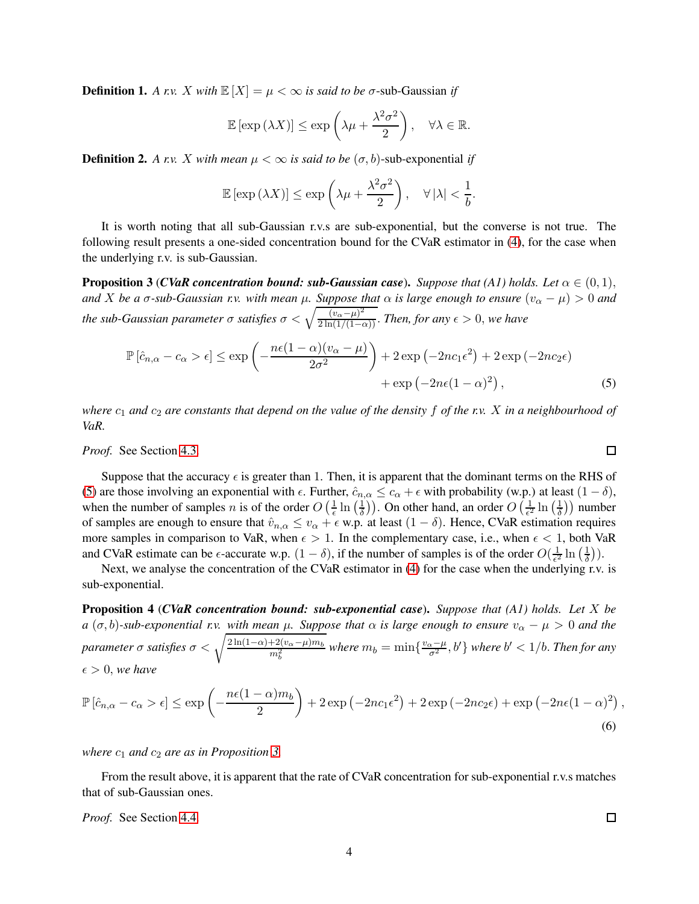**Definition 1.** *A r.v. $X$ with $\mathbb{E}[X] = \mu < \infty$ is said to be $\sigma$-sub-Gaussian if*

$$\mathbb{E}[\exp(\lambda X)] \leq \exp\left(\lambda \mu + \frac{\lambda^2 \sigma^2}{2}\right), \quad \forall \lambda \in \mathbb{R}.$$

**Definition 2.** *A r.v. $X$ with mean $\mu < \infty$ is said to be $(\sigma, b)$-sub-exponential if*

$$\mathbb{E}[\exp(\lambda X)] \leq \exp\left(\lambda \mu + \frac{\lambda^2 \sigma^2}{2}\right), \quad \forall |\lambda| < \frac{1}{b}.$$

It is worth noting that all sub-Gaussian r.v.s are sub-exponential, but the converse is not true. The following result presents a one-sided concentration bound for the CVaR estimator in (4), for the case when the underlying r.v. is sub-Gaussian.

**Proposition 3** (***CVaR concentration bound: sub-Gaussian case***)**.** *Suppose that (A1) holds. Let $\alpha \in (0,1)$, and $X$ be a $\sigma$-sub-Gaussian r.v. with mean $\mu$. Suppose that $\alpha$ is large enough to ensure $(v_\alpha - \mu) > 0$ and the sub-Gaussian parameter $\sigma$ satisfies $\sigma < \sqrt{\frac{(v_\alpha - \mu)^2}{2\ln(1/(1-\alpha))}}$. Then, for any $\epsilon > 0$, we have*

$$\mathbb{P}[\hat{c}_{n,\alpha} - c_\alpha > \epsilon] \leq \exp\left(-\frac{n\epsilon(1-\alpha)(v_\alpha - \mu)}{2\sigma^2}\right) + 2\exp\left(-2nc_1\epsilon^2\right) + 2\exp\left(-2nc_2\epsilon\right) + \exp\left(-2n\epsilon(1-\alpha)^2\right), \tag{5}$$

*where $c_1$ and $c_2$ are constants that depend on the value of the density $f$ of the r.v. $X$ in a neighbourhood of VaR.*

*Proof.* See Section 4.3 □

Suppose that the accuracy $\epsilon$ is greater than 1. Then, it is apparent that the dominant terms on the RHS of (5) are those involving an exponential with $\epsilon$. Further, $\hat{c}_{n,\alpha} \leq c_\alpha + \epsilon$ with probability (w.p.) at least $(1-\delta)$, when the number of samples $n$ is of the order $O\left(\frac{1}{\epsilon}\ln\left(\frac{1}{\delta}\right)\right)$. On other hand, an order $O\left(\frac{1}{\epsilon^2}\ln\left(\frac{1}{\delta}\right)\right)$ number of samples are enough to ensure that $\hat{v}_{n,\alpha} \leq v_\alpha + \epsilon$ w.p. at least $(1-\delta)$. Hence, CVaR estimation requires more samples in comparison to VaR, when $\epsilon > 1$. In the complementary case, i.e., when $\epsilon < 1$, both VaR and CVaR estimate can be $\epsilon$-accurate w.p. $(1-\delta)$, if the number of samples is of the order $O(\frac{1}{\epsilon^2}\ln\left(\frac{1}{\delta}\right))$.

Next, we analyse the concentration of the CVaR estimator in (4) for the case when the underlying r.v. is sub-exponential.

**Proposition 4** (***CVaR concentration bound: sub-exponential case***)**.** *Suppose that (A1) holds. Let $X$ be a $(\sigma, b)$-sub-exponential r.v. with mean $\mu$. Suppose that $\alpha$ is large enough to ensure $v_\alpha - \mu > 0$ and the parameter $\sigma$ satisfies $\sigma < \sqrt{\frac{2\ln(1-\alpha) + 2(v_\alpha - \mu)m_b}{m_b^2}}$ where $m_b = \min\{\frac{v_\alpha - \mu}{\sigma^2}, b'\}$ where $b' < 1/b$. Then for any $\epsilon > 0$, we have*

$$\mathbb{P}[\hat{c}_{n,\alpha} - c_\alpha > \epsilon] \leq \exp\left(-\frac{n\epsilon(1-\alpha)m_b}{2}\right) + 2\exp\left(-2nc_1\epsilon^2\right) + 2\exp\left(-2nc_2\epsilon\right) + \exp\left(-2n\epsilon(1-\alpha)^2\right), \tag{6}$$

*where $c_1$ and $c_2$ are as in Proposition 3.*

From the result above, it is apparent that the rate of CVaR concentration for sub-exponential r.v.s matches that of sub-Gaussian ones.

*Proof.* See Section 4.4 □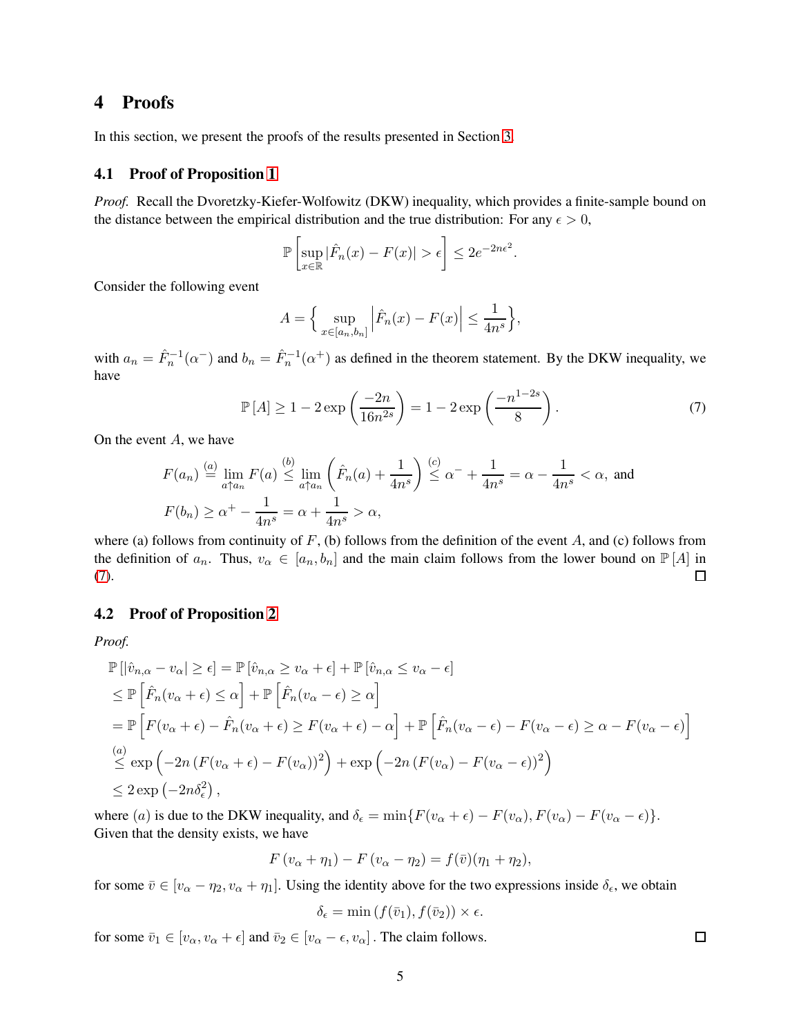# 4 Proofs

In this section, we present the proofs of the results presented in Section 3.

## 4.1 Proof of Proposition 1

*Proof.* Recall the Dvoretzky-Kiefer-Wolfowitz (DKW) inequality, which provides a finite-sample bound on the distance between the empirical distribution and the true distribution: For any $\epsilon > 0$,

$$\mathbb{P}\left[\sup_{x\in\mathbb{R}} |\hat{F}_n(x) - F(x)| > \epsilon\right] \leq 2e^{-2n\epsilon^2}.$$

Consider the following event

$$A = \Big\{ \sup_{x\in[a_n,b_n]} \left|\hat{F}_n(x) - F(x)\right| \leq \frac{1}{4n^s}\Big\},$$

with $a_n = \hat{F}_n^{-1}(\alpha^-)$ and $b_n = \hat{F}_n^{-1}(\alpha^+)$ as defined in the theorem statement. By the DKW inequality, we have

$$\mathbb{P}\left[A\right] \geq 1 - 2\exp\left(\frac{-2n}{16n^{2s}}\right) = 1 - 2\exp\left(\frac{-n^{1-2s}}{8}\right). \tag{7}$$

On the event $A$, we have

$$F(a_n) \overset{(a)}{=} \lim_{a\uparrow a_n} F(a) \overset{(b)}{\leq} \lim_{a\uparrow a_n}\left(\hat{F}_n(a) + \frac{1}{4n^s}\right) \overset{(c)}{\leq} \alpha^- + \frac{1}{4n^s} = \alpha - \frac{1}{4n^s} < \alpha, \text{ and}$$

$$F(b_n) \geq \alpha^+ - \frac{1}{4n^s} = \alpha + \frac{1}{4n^s} > \alpha,$$

where (a) follows from continuity of $F$, (b) follows from the definition of the event $A$, and (c) follows from the definition of $a_n$. Thus, $v_\alpha \in [a_n, b_n]$ and the main claim follows from the lower bound on $\mathbb{P}\left[A\right]$ in (7). ☐

## 4.2 Proof of Proposition 2

*Proof.*

$$\begin{aligned}
&\mathbb{P}\left[|\hat{v}_{n,\alpha} - v_\alpha| \geq \epsilon\right] = \mathbb{P}\left[\hat{v}_{n,\alpha} \geq v_\alpha + \epsilon\right] + \mathbb{P}\left[\hat{v}_{n,\alpha} \leq v_\alpha - \epsilon\right] \\
&\leq \mathbb{P}\left[\hat{F}_n(v_\alpha + \epsilon) \leq \alpha\right] + \mathbb{P}\left[\hat{F}_n(v_\alpha - \epsilon) \geq \alpha\right] \\
&= \mathbb{P}\left[F(v_\alpha + \epsilon) - \hat{F}_n(v_\alpha + \epsilon) \geq F(v_\alpha + \epsilon) - \alpha\right] + \mathbb{P}\left[\hat{F}_n(v_\alpha - \epsilon) - F(v_\alpha - \epsilon) \geq \alpha - F(v_\alpha - \epsilon)\right] \\
&\overset{(a)}{\leq} \exp\left(-2n\left(F(v_\alpha + \epsilon) - F(v_\alpha)\right)^2\right) + \exp\left(-2n\left(F(v_\alpha) - F(v_\alpha - \epsilon)\right)^2\right) \\
&\leq 2\exp\left(-2n\delta_\epsilon^2\right),
\end{aligned}$$

where $(a)$ is due to the DKW inequality, and $\delta_\epsilon = \min\{F(v_\alpha + \epsilon) - F(v_\alpha), F(v_\alpha) - F(v_\alpha - \epsilon)\}$. Given that the density exists, we have

$$F\left(v_\alpha + \eta_1\right) - F\left(v_\alpha - \eta_2\right) = f(\bar{v})(\eta_1 + \eta_2),$$

for some $\bar{v} \in [v_\alpha - \eta_2, v_\alpha + \eta_1]$. Using the identity above for the two expressions inside $\delta_\epsilon$, we obtain

$$\delta_\epsilon = \min\left(f(\bar{v}_1), f(\bar{v}_2)\right) \times \epsilon.$$

for some $\bar{v}_1 \in [v_\alpha, v_\alpha + \epsilon]$ and $\bar{v}_2 \in [v_\alpha - \epsilon, v_\alpha]$. The claim follows. ☐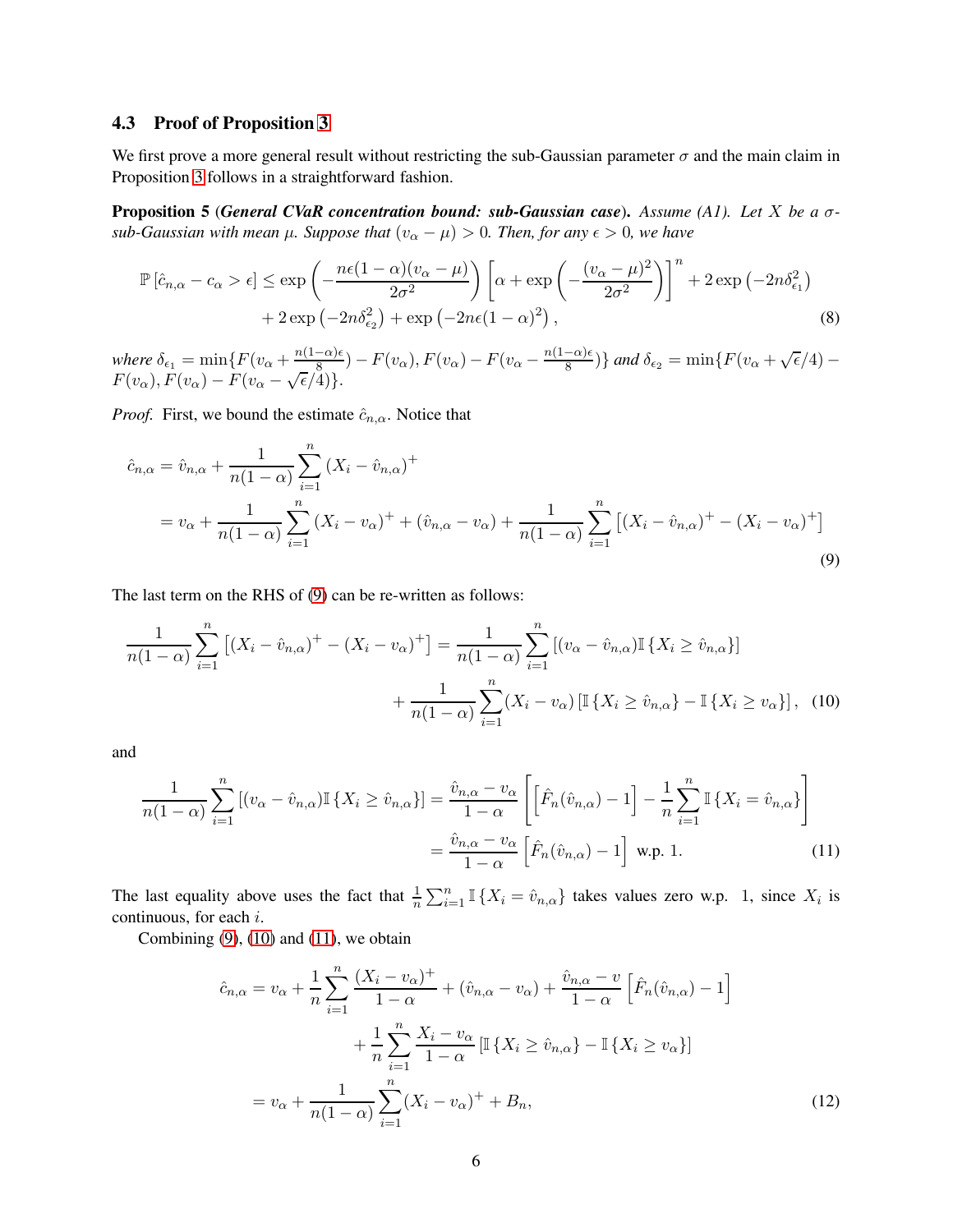### 4.3 Proof of Proposition 3

We first prove a more general result without restricting the sub-Gaussian parameter $\sigma$ and the main claim in Proposition 3 follows in a straightforward fashion.

**Proposition 5** (***General CVaR concentration bound: sub-Gaussian case***)**.** *Assume (A1). Let $X$ be a $\sigma$-sub-Gaussian with mean $\mu$. Suppose that $(v_\alpha - \mu) > 0$. Then, for any $\epsilon > 0$, we have*

$$
\begin{aligned}
\mathbb{P}\left[\hat{c}_{n,\alpha} - c_\alpha > \epsilon\right] \leq \exp\left(-\frac{n\epsilon(1-\alpha)(v_\alpha - \mu)}{2\sigma^2}\right)\left[\alpha + \exp\left(-\frac{(v_\alpha - \mu)^2}{2\sigma^2}\right)\right]^n + 2\exp\left(-2n\delta_{\epsilon_1}^2\right) \\
+ 2\exp\left(-2n\delta_{\epsilon_2}^2\right) + \exp\left(-2n\epsilon(1-\alpha)^2\right),
\end{aligned}
\tag{8}
$$

*where $\delta_{\epsilon_1} = \min\{F(v_\alpha + \frac{n(1-\alpha)\epsilon}{8}) - F(v_\alpha), F(v_\alpha) - F(v_\alpha - \frac{n(1-\alpha)\epsilon}{8})\}$ and $\delta_{\epsilon_2} = \min\{F(v_\alpha + \sqrt{\epsilon}/4) - F(v_\alpha), F(v_\alpha) - F(v_\alpha - \sqrt{\epsilon}/4)\}$.*

*Proof.* First, we bound the estimate $\hat{c}_{n,\alpha}$. Notice that

$$
\begin{aligned}
\hat{c}_{n,\alpha} &= \hat{v}_{n,\alpha} + \frac{1}{n(1-\alpha)}\sum_{i=1}^{n}\left(X_i - \hat{v}_{n,\alpha}\right)^+ \\
&= v_\alpha + \frac{1}{n(1-\alpha)}\sum_{i=1}^{n}\left(X_i - v_\alpha\right)^+ + \left(\hat{v}_{n,\alpha} - v_\alpha\right) + \frac{1}{n(1-\alpha)}\sum_{i=1}^{n}\left[\left(X_i - \hat{v}_{n,\alpha}\right)^+ - \left(X_i - v_\alpha\right)^+\right]
\end{aligned}
\tag{9}
$$

The last term on the RHS of (9) can be re-written as follows:

$$
\begin{aligned}
\frac{1}{n(1-\alpha)}\sum_{i=1}^{n}\left[\left(X_i - \hat{v}_{n,\alpha}\right)^+ - \left(X_i - v_\alpha\right)^+\right] = \frac{1}{n(1-\alpha)}\sum_{i=1}^{n}\left[(v_\alpha - \hat{v}_{n,\alpha})\mathbb{I}\left\{X_i \geq \hat{v}_{n,\alpha}\right\}\right] \\
+ \frac{1}{n(1-\alpha)}\sum_{i=1}^{n}(X_i - v_\alpha)\left[\mathbb{I}\left\{X_i \geq \hat{v}_{n,\alpha}\right\} - \mathbb{I}\left\{X_i \geq v_\alpha\right\}\right],
\end{aligned}
\tag{10}
$$

and

$$
\begin{aligned}
\frac{1}{n(1-\alpha)}\sum_{i=1}^{n}\left[(v_\alpha - \hat{v}_{n,\alpha})\mathbb{I}\left\{X_i \geq \hat{v}_{n,\alpha}\right\}\right] &= \frac{\hat{v}_{n,\alpha} - v_\alpha}{1-\alpha}\left[\left[\hat{F}_n(\hat{v}_{n,\alpha}) - 1\right] - \frac{1}{n}\sum_{i=1}^{n}\mathbb{I}\left\{X_i = \hat{v}_{n,\alpha}\right\}\right] \\
&= \frac{\hat{v}_{n,\alpha} - v_\alpha}{1-\alpha}\left[\hat{F}_n(\hat{v}_{n,\alpha}) - 1\right] \text{ w.p. 1.}
\end{aligned}
\tag{11}
$$

The last equality above uses the fact that $\frac{1}{n}\sum_{i=1}^{n}\mathbb{I}\left\{X_i = \hat{v}_{n,\alpha}\right\}$ takes values zero w.p. 1, since $X_i$ is continuous, for each $i$.

Combining (9), (10) and (11), we obtain

$$
\begin{aligned}
\hat{c}_{n,\alpha} = v_\alpha &+ \frac{1}{n}\sum_{i=1}^{n}\frac{(X_i - v_\alpha)^+}{1-\alpha} + (\hat{v}_{n,\alpha} - v_\alpha) + \frac{\hat{v}_{n,\alpha} - v}{1-\alpha}\left[\hat{F}_n(\hat{v}_{n,\alpha}) - 1\right] \\
&+ \frac{1}{n}\sum_{i=1}^{n}\frac{X_i - v_\alpha}{1-\alpha}\left[\mathbb{I}\left\{X_i \geq \hat{v}_{n,\alpha}\right\} - \mathbb{I}\left\{X_i \geq v_\alpha\right\}\right] \\
= v_\alpha &+ \frac{1}{n(1-\alpha)}\sum_{i=1}^{n}(X_i - v_\alpha)^+ + B_n,
\end{aligned}
\tag{12}
$$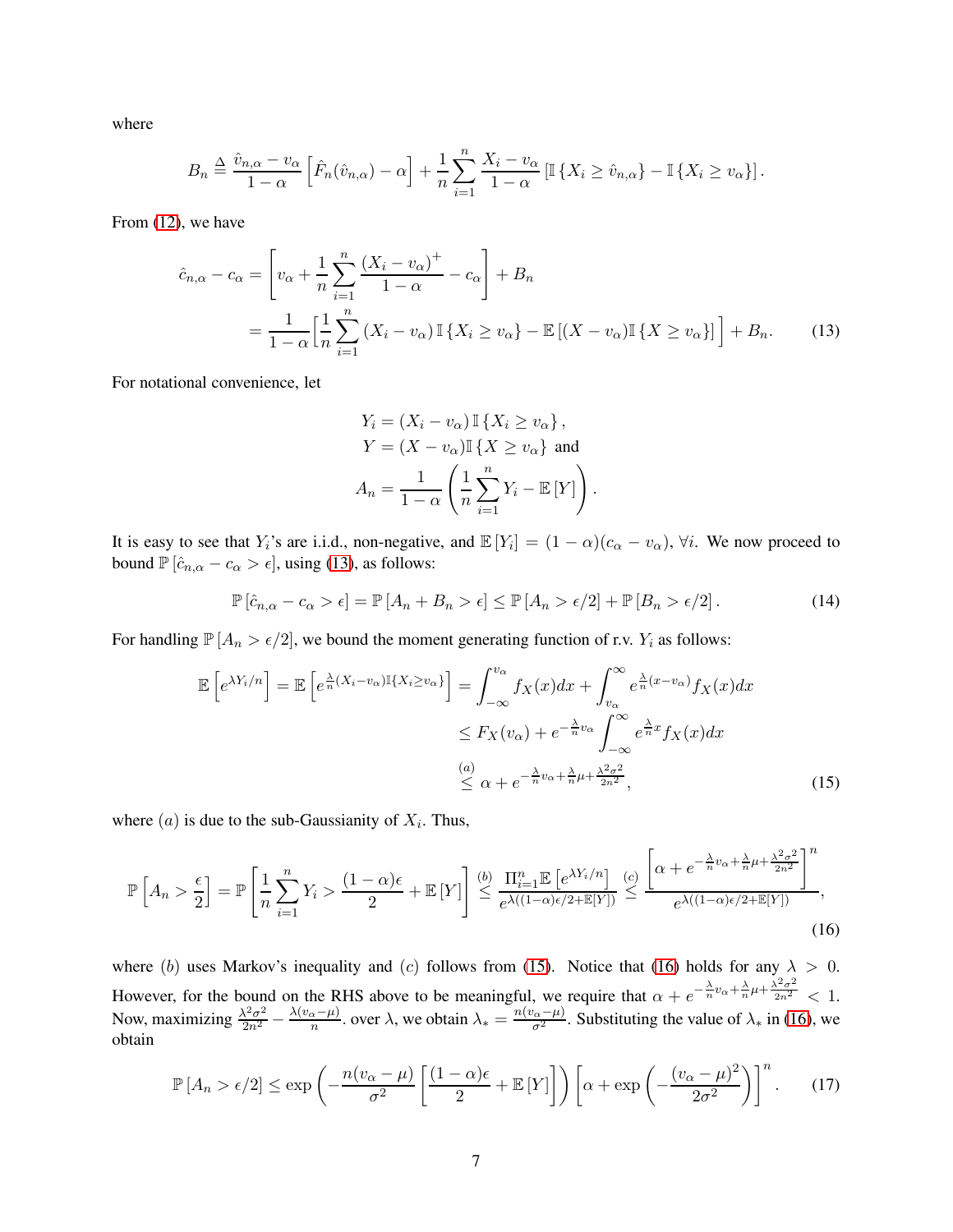where

$$B_n \triangleq \frac{\hat{v}_{n,\alpha} - v_\alpha}{1-\alpha}\left[\hat{F}_n(\hat{v}_{n,\alpha}) - \alpha\right] + \frac{1}{n}\sum_{i=1}^{n}\frac{X_i - v_\alpha}{1-\alpha}\left[\mathbb{I}\left\{X_i \geq \hat{v}_{n,\alpha}\right\} - \mathbb{I}\left\{X_i \geq v_\alpha\right\}\right].$$

From (12), we have

$$\begin{aligned}
\hat{c}_{n,\alpha} - c_\alpha &= \left[v_\alpha + \frac{1}{n}\sum_{i=1}^{n}\frac{(X_i - v_\alpha)^+}{1-\alpha} - c_\alpha\right] + B_n \\
&= \frac{1}{1-\alpha}\Big[\frac{1}{n}\sum_{i=1}^{n}(X_i - v_\alpha)\,\mathbb{I}\left\{X_i \geq v_\alpha\right\} - \mathbb{E}\left[(X - v_\alpha)\mathbb{I}\left\{X \geq v_\alpha\right\}\right]\Big] + B_n. \qquad (13)
\end{aligned}$$

For notational convenience, let

$$\begin{aligned}
Y_i &= (X_i - v_\alpha)\,\mathbb{I}\left\{X_i \geq v_\alpha\right\}, \\
Y &= (X - v_\alpha)\mathbb{I}\left\{X \geq v_\alpha\right\} \text{ and} \\
A_n &= \frac{1}{1-\alpha}\left(\frac{1}{n}\sum_{i=1}^{n}Y_i - \mathbb{E}\left[Y\right]\right).
\end{aligned}$$

It is easy to see that $Y_i$'s are i.i.d., non-negative, and $\mathbb{E}\left[Y_i\right] = (1-\alpha)(c_\alpha - v_\alpha)$, $\forall i$. We now proceed to bound $\mathbb{P}\left[\hat{c}_{n,\alpha} - c_\alpha > \epsilon\right]$, using (13), as follows:

$$\mathbb{P}\left[\hat{c}_{n,\alpha} - c_\alpha > \epsilon\right] = \mathbb{P}\left[A_n + B_n > \epsilon\right] \leq \mathbb{P}\left[A_n > \epsilon/2\right] + \mathbb{P}\left[B_n > \epsilon/2\right]. \qquad (14)$$

For handling $\mathbb{P}\left[A_n > \epsilon/2\right]$, we bound the moment generating function of r.v. $Y_i$ as follows:

$$\begin{aligned}
\mathbb{E}\left[e^{\lambda Y_i/n}\right] = \mathbb{E}\left[e^{\frac{\lambda}{n}(X_i - v_\alpha)\mathbb{I}\{X_i \geq v_\alpha\}}\right] &= \int_{-\infty}^{v_\alpha} f_X(x)dx + \int_{v_\alpha}^{\infty} e^{\frac{\lambda}{n}(x - v_\alpha)} f_X(x)dx \\
&\leq F_X(v_\alpha) + e^{-\frac{\lambda}{n}v_\alpha}\int_{-\infty}^{\infty} e^{\frac{\lambda}{n}x} f_X(x)dx \\
&\overset{(a)}{\leq} \alpha + e^{-\frac{\lambda}{n}v_\alpha + \frac{\lambda}{n}\mu + \frac{\lambda^2\sigma^2}{2n^2}}, \qquad (15)
\end{aligned}$$

where $(a)$ is due to the sub-Gaussianity of $X_i$. Thus,

$$\mathbb{P}\left[A_n > \frac{\epsilon}{2}\right] = \mathbb{P}\left[\frac{1}{n}\sum_{i=1}^{n}Y_i > \frac{(1-\alpha)\epsilon}{2} + \mathbb{E}\left[Y\right]\right] \overset{(b)}{\leq} \frac{\Pi_{i=1}^{n}\mathbb{E}\left[e^{\lambda Y_i/n}\right]}{e^{\lambda((1-\alpha)\epsilon/2 + \mathbb{E}[Y])}} \overset{(c)}{\leq} \frac{\left[\alpha + e^{-\frac{\lambda}{n}v_\alpha + \frac{\lambda}{n}\mu + \frac{\lambda^2\sigma^2}{2n^2}}\right]^n}{e^{\lambda((1-\alpha)\epsilon/2 + \mathbb{E}[Y])}}, \qquad (16)$$

where $(b)$ uses Markov's inequality and $(c)$ follows from (15). Notice that (16) holds for any $\lambda > 0$. However, for the bound on the RHS above to be meaningful, we require that $\alpha + e^{-\frac{\lambda}{n}v_\alpha + \frac{\lambda}{n}\mu + \frac{\lambda^2\sigma^2}{2n^2}} < 1$. Now, maximizing $\frac{\lambda^2\sigma^2}{2n^2} - \frac{\lambda(v_\alpha - \mu)}{n}$. over $\lambda$, we obtain $\lambda_* = \frac{n(v_\alpha - \mu)}{\sigma^2}$. Substituting the value of $\lambda_*$ in (16), we obtain

$$\mathbb{P}\left[A_n > \epsilon/2\right] \leq \exp\left(-\frac{n(v_\alpha - \mu)}{\sigma^2}\left[\frac{(1-\alpha)\epsilon}{2} + \mathbb{E}\left[Y\right]\right]\right)\left[\alpha + \exp\left(-\frac{(v_\alpha - \mu)^2}{2\sigma^2}\right)\right]^n. \qquad (17)$$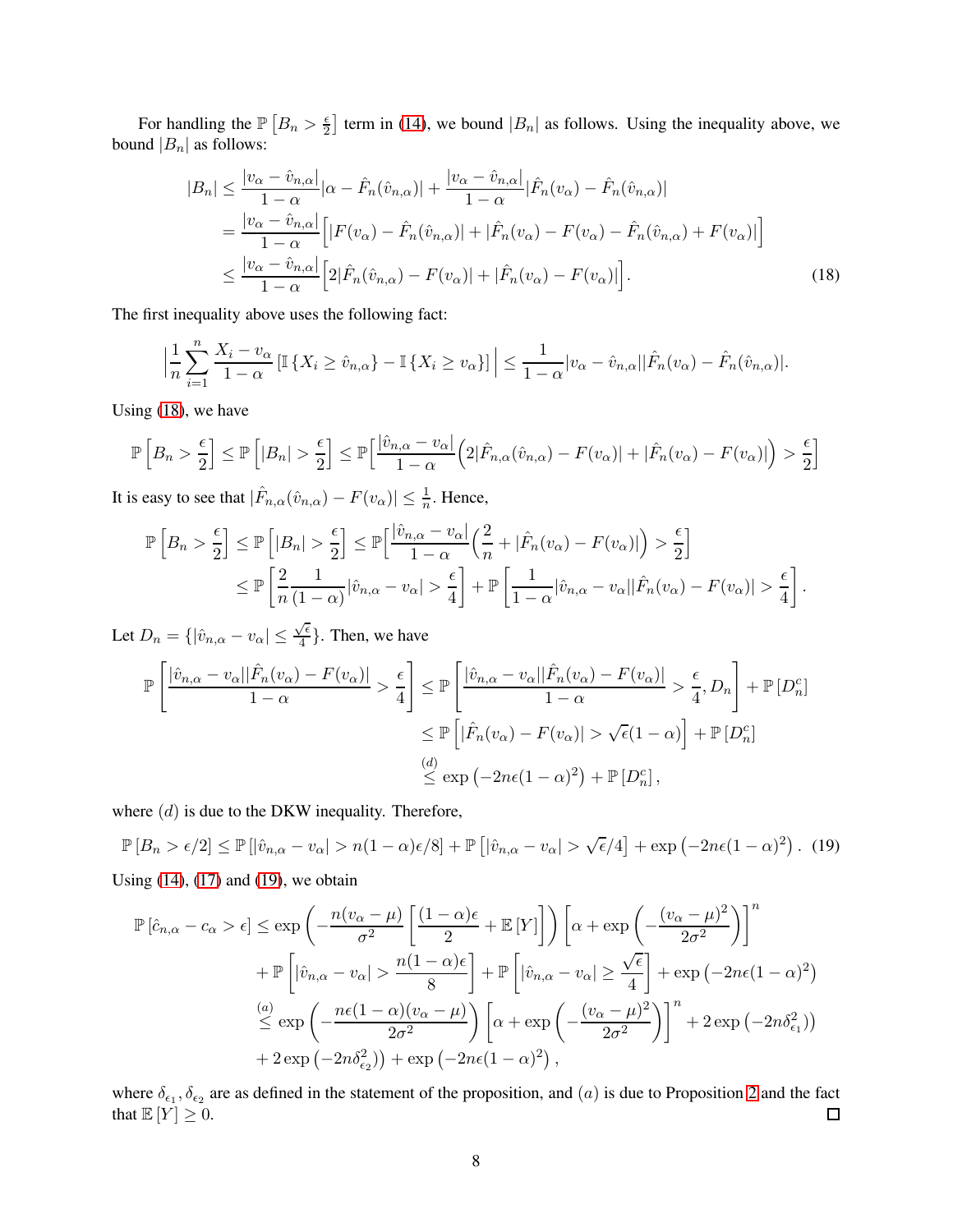For handling the $\mathbb{P}\left[B_n > \frac{\epsilon}{2}\right]$ term in (14), we bound $|B_n|$ as follows. Using the inequality above, we bound $|B_n|$ as follows:

$$
\begin{aligned}
|B_n| &\le \frac{|v_\alpha - \hat{v}_{n,\alpha}|}{1-\alpha}|\alpha - \hat{F}_n(\hat{v}_{n,\alpha})| + \frac{|v_\alpha - \hat{v}_{n,\alpha}|}{1-\alpha}|\hat{F}_n(v_\alpha) - \hat{F}_n(\hat{v}_{n,\alpha})| \\
&= \frac{|v_\alpha - \hat{v}_{n,\alpha}|}{1-\alpha}\Big[|F(v_\alpha) - \hat{F}_n(\hat{v}_{n,\alpha})| + |\hat{F}_n(v_\alpha) - F(v_\alpha) - \hat{F}_n(\hat{v}_{n,\alpha}) + F(v_\alpha)|\Big] \\
&\le \frac{|v_\alpha - \hat{v}_{n,\alpha}|}{1-\alpha}\Big[2|\hat{F}_n(\hat{v}_{n,\alpha}) - F(v_\alpha)| + |\hat{F}_n(v_\alpha) - F(v_\alpha)|\Big]. \qquad (18)
\end{aligned}
$$

The first inequality above uses the following fact:

$$
\Big|\frac{1}{n}\sum_{i=1}^{n}\frac{X_i - v_\alpha}{1-\alpha}\left[\mathbb{I}\left\{X_i \ge \hat{v}_{n,\alpha}\right\} - \mathbb{I}\left\{X_i \ge v_\alpha\right\}\right]\Big| \le \frac{1}{1-\alpha}|v_\alpha - \hat{v}_{n,\alpha}||\hat{F}_n(v_\alpha) - \hat{F}_n(\hat{v}_{n,\alpha})|.
$$

Using (18), we have

$$
\mathbb{P}\left[B_n > \frac{\epsilon}{2}\right] \le \mathbb{P}\left[|B_n| > \frac{\epsilon}{2}\right] \le \mathbb{P}\Big[\frac{|\hat{v}_{n,\alpha} - v_\alpha|}{1-\alpha}\Big(2|\hat{F}_{n,\alpha}(\hat{v}_{n,\alpha}) - F(v_\alpha)| + |\hat{F}_n(v_\alpha) - F(v_\alpha)|\Big) > \frac{\epsilon}{2}\Big]
$$

It is easy to see that $|\hat{F}_{n,\alpha}(\hat{v}_{n,\alpha}) - F(v_\alpha)| \le \frac{1}{n}$. Hence,

$$
\begin{aligned}
\mathbb{P}\left[B_n > \frac{\epsilon}{2}\right] &\le \mathbb{P}\left[|B_n| > \frac{\epsilon}{2}\right] \le \mathbb{P}\Big[\frac{|\hat{v}_{n,\alpha} - v_\alpha|}{1-\alpha}\Big(\frac{2}{n} + |\hat{F}_n(v_\alpha) - F(v_\alpha)|\Big) > \frac{\epsilon}{2}\Big] \\
&\le \mathbb{P}\left[\frac{2}{n}\frac{1}{(1-\alpha)}|\hat{v}_{n,\alpha} - v_\alpha| > \frac{\epsilon}{4}\right] + \mathbb{P}\left[\frac{1}{1-\alpha}|\hat{v}_{n,\alpha} - v_\alpha||\hat{F}_n(v_\alpha) - F(v_\alpha)| > \frac{\epsilon}{4}\right].
\end{aligned}
$$

Let $D_n = \{|\hat{v}_{n,\alpha} - v_\alpha| \le \frac{\sqrt{\epsilon}}{4}\}$. Then, we have

$$
\begin{aligned}
\mathbb{P}\left[\frac{|\hat{v}_{n,\alpha} - v_\alpha||\hat{F}_n(v_\alpha) - F(v_\alpha)|}{1-\alpha} > \frac{\epsilon}{4}\right] &\le \mathbb{P}\left[\frac{|\hat{v}_{n,\alpha} - v_\alpha||\hat{F}_n(v_\alpha) - F(v_\alpha)|}{1-\alpha} > \frac{\epsilon}{4}, D_n\right] + \mathbb{P}\left[D_n^c\right] \\
&\le \mathbb{P}\left[|\hat{F}_n(v_\alpha) - F(v_\alpha)| > \sqrt{\epsilon}(1-\alpha)\right] + \mathbb{P}\left[D_n^c\right] \\
&\overset{(d)}{\le} \exp\left(-2n\epsilon(1-\alpha)^2\right) + \mathbb{P}\left[D_n^c\right],
\end{aligned}
$$

where $(d)$ is due to the DKW inequality. Therefore,

$$
\mathbb{P}\left[B_n > \epsilon/2\right] \le \mathbb{P}\left[|\hat{v}_{n,\alpha} - v_\alpha| > n(1-\alpha)\epsilon/8\right] + \mathbb{P}\left[|\hat{v}_{n,\alpha} - v_\alpha| > \sqrt{\epsilon}/4\right] + \exp\left(-2n\epsilon(1-\alpha)^2\right). \quad (19)
$$

Using (14), (17) and (19), we obtain

$$
\begin{aligned}
\mathbb{P}\left[\hat{c}_{n,\alpha} - c_\alpha > \epsilon\right] &\le \exp\left(-\frac{n(v_\alpha - \mu)}{\sigma^2}\left[\frac{(1-\alpha)\epsilon}{2} + \mathbb{E}\left[Y\right]\right]\right)\left[\alpha + \exp\left(-\frac{(v_\alpha - \mu)^2}{2\sigma^2}\right)\right]^n \\
&\quad + \mathbb{P}\left[|\hat{v}_{n,\alpha} - v_\alpha| > \frac{n(1-\alpha)\epsilon}{8}\right] + \mathbb{P}\left[|\hat{v}_{n,\alpha} - v_\alpha| \ge \frac{\sqrt{\epsilon}}{4}\right] + \exp\left(-2n\epsilon(1-\alpha)^2\right) \\
&\overset{(a)}{\le} \exp\left(-\frac{n\epsilon(1-\alpha)(v_\alpha - \mu)}{2\sigma^2}\right)\left[\alpha + \exp\left(-\frac{(v_\alpha - \mu)^2}{2\sigma^2}\right)\right]^n + 2\exp\left(-2n\delta_{\epsilon_1}^2\right)\Big) \\
&\quad + 2\exp\left(-2n\delta_{\epsilon_2}^2\right)\Big) + \exp\left(-2n\epsilon(1-\alpha)^2\right),
\end{aligned}
$$

where $\delta_{\epsilon_1}, \delta_{\epsilon_2}$ are as defined in the statement of the proposition, and $(a)$ is due to Proposition 2 and the fact that $\mathbb{E}\left[Y\right] \ge 0$. $\square$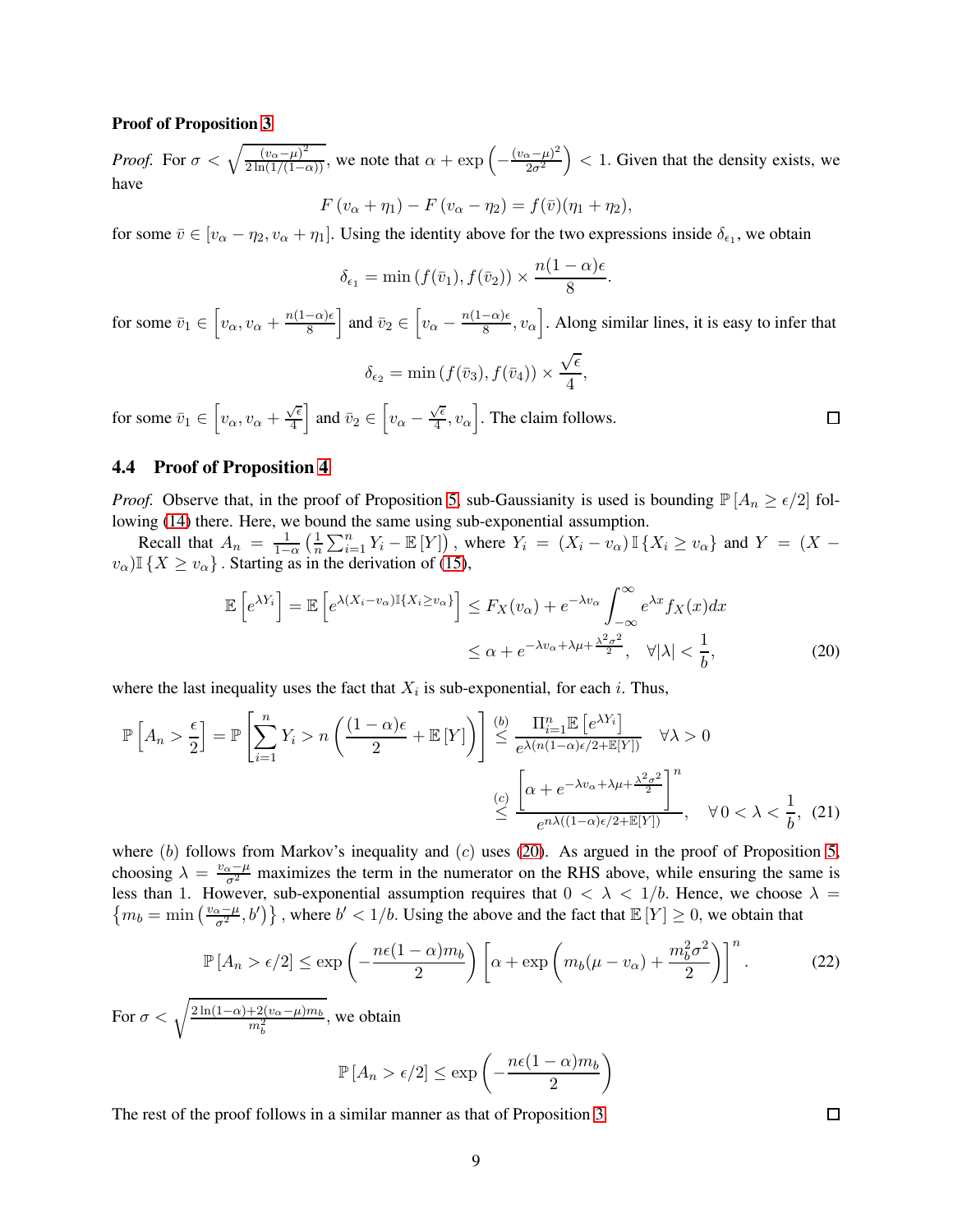**Proof of Proposition 3**

*Proof.* For $\sigma < \sqrt{\frac{(v_\alpha - \mu)^2}{2\ln(1/(1-\alpha))}}$, we note that $\alpha + \exp\left(-\frac{(v_\alpha-\mu)^2}{2\sigma^2}\right) < 1$. Given that the density exists, we have

$$F\left(v_\alpha + \eta_1\right) - F\left(v_\alpha - \eta_2\right) = f(\bar{v})(\eta_1 + \eta_2),$$

for some $\bar{v} \in [v_\alpha - \eta_2, v_\alpha + \eta_1]$. Using the identity above for the two expressions inside $\delta_{\epsilon_1}$, we obtain

$$\delta_{\epsilon_1} = \min\left(f(\bar{v}_1), f(\bar{v}_2)\right) \times \frac{n(1-\alpha)\epsilon}{8}.$$

for some $\bar{v}_1 \in \left[v_\alpha, v_\alpha + \frac{n(1-\alpha)\epsilon}{8}\right]$ and $\bar{v}_2 \in \left[v_\alpha - \frac{n(1-\alpha)\epsilon}{8}, v_\alpha\right]$. Along similar lines, it is easy to infer that

$$\delta_{\epsilon_2} = \min\left(f(\bar{v}_3), f(\bar{v}_4)\right) \times \frac{\sqrt{\epsilon}}{4},$$

for some $\bar{v}_1 \in \left[v_\alpha, v_\alpha + \frac{\sqrt{\epsilon}}{4}\right]$ and $\bar{v}_2 \in \left[v_\alpha - \frac{\sqrt{\epsilon}}{4}, v_\alpha\right]$. The claim follows. ☐

## 4.4 Proof of Proposition 4

*Proof.* Observe that, in the proof of Proposition 5, sub-Gaussianity is used is bounding $\mathbb{P}\left[A_n \geq \epsilon/2\right]$ following (14) there. Here, we bound the same using sub-exponential assumption.

Recall that $A_n = \frac{1}{1-\alpha}\left(\frac{1}{n}\sum_{i=1}^n Y_i - \mathbb{E}\left[Y\right]\right)$, where $Y_i = (X_i - v_\alpha)\mathbb{I}\left\{X_i \geq v_\alpha\right\}$ and $Y = (X - v_\alpha)\mathbb{I}\left\{X \geq v_\alpha\right\}$. Starting as in the derivation of (15),

$$\begin{aligned}
\mathbb{E}\left[e^{\lambda Y_i}\right] = \mathbb{E}\left[e^{\lambda (X_i - v_\alpha)\mathbb{I}\{X_i \geq v_\alpha\}}\right] &\leq F_X(v_\alpha) + e^{-\lambda v_\alpha}\int_{-\infty}^{\infty} e^{\lambda x} f_X(x)dx \\
&\leq \alpha + e^{-\lambda v_\alpha + \lambda\mu + \frac{\lambda^2\sigma^2}{2}}, \quad \forall |\lambda| < \frac{1}{b},
\end{aligned} \tag{20}$$

where the last inequality uses the fact that $X_i$ is sub-exponential, for each $i$. Thus,

$$\begin{aligned}
\mathbb{P}\left[A_n > \frac{\epsilon}{2}\right] = \mathbb{P}\left[\sum_{i=1}^n Y_i > n\left(\frac{(1-\alpha)\epsilon}{2} + \mathbb{E}\left[Y\right]\right)\right] &\overset{(b)}{\leq} \frac{\Pi_{i=1}^n \mathbb{E}\left[e^{\lambda Y_i}\right]}{e^{\lambda(n(1-\alpha)\epsilon/2 + \mathbb{E}[Y])}} \quad \forall \lambda > 0 \\
&\overset{(c)}{\leq} \frac{\left[\alpha + e^{-\lambda v_\alpha + \lambda\mu + \frac{\lambda^2\sigma^2}{2}}\right]^n}{e^{n\lambda((1-\alpha)\epsilon/2 + \mathbb{E}[Y])}}, \quad \forall\, 0 < \lambda < \frac{1}{b},
\end{aligned} \tag{21}$$

where $(b)$ follows from Markov's inequality and $(c)$ uses (20). As argued in the proof of Proposition 5, choosing $\lambda = \frac{v_\alpha - \mu}{\sigma^2}$ maximizes the term in the numerator on the RHS above, while ensuring the same is less than 1. However, sub-exponential assumption requires that $0 < \lambda < 1/b$. Hence, we choose $\lambda = \left\{m_b = \min\left(\frac{v_\alpha - \mu}{\sigma^2}, b'\right)\right\}$, where $b' < 1/b$. Using the above and the fact that $\mathbb{E}\left[Y\right] \geq 0$, we obtain that

$$\mathbb{P}\left[A_n > \epsilon/2\right] \leq \exp\left(-\frac{n\epsilon(1-\alpha)m_b}{2}\right)\left[\alpha + \exp\left(m_b(\mu - v_\alpha) + \frac{m_b^2\sigma^2}{2}\right)\right]^n. \tag{22}$$

For $\sigma < \sqrt{\frac{2\ln(1-\alpha) + 2(v_\alpha - \mu)m_b}{m_b^2}}$, we obtain

$$\mathbb{P}\left[A_n > \epsilon/2\right] \leq \exp\left(-\frac{n\epsilon(1-\alpha)m_b}{2}\right)$$

The rest of the proof follows in a similar manner as that of Proposition 3. ☐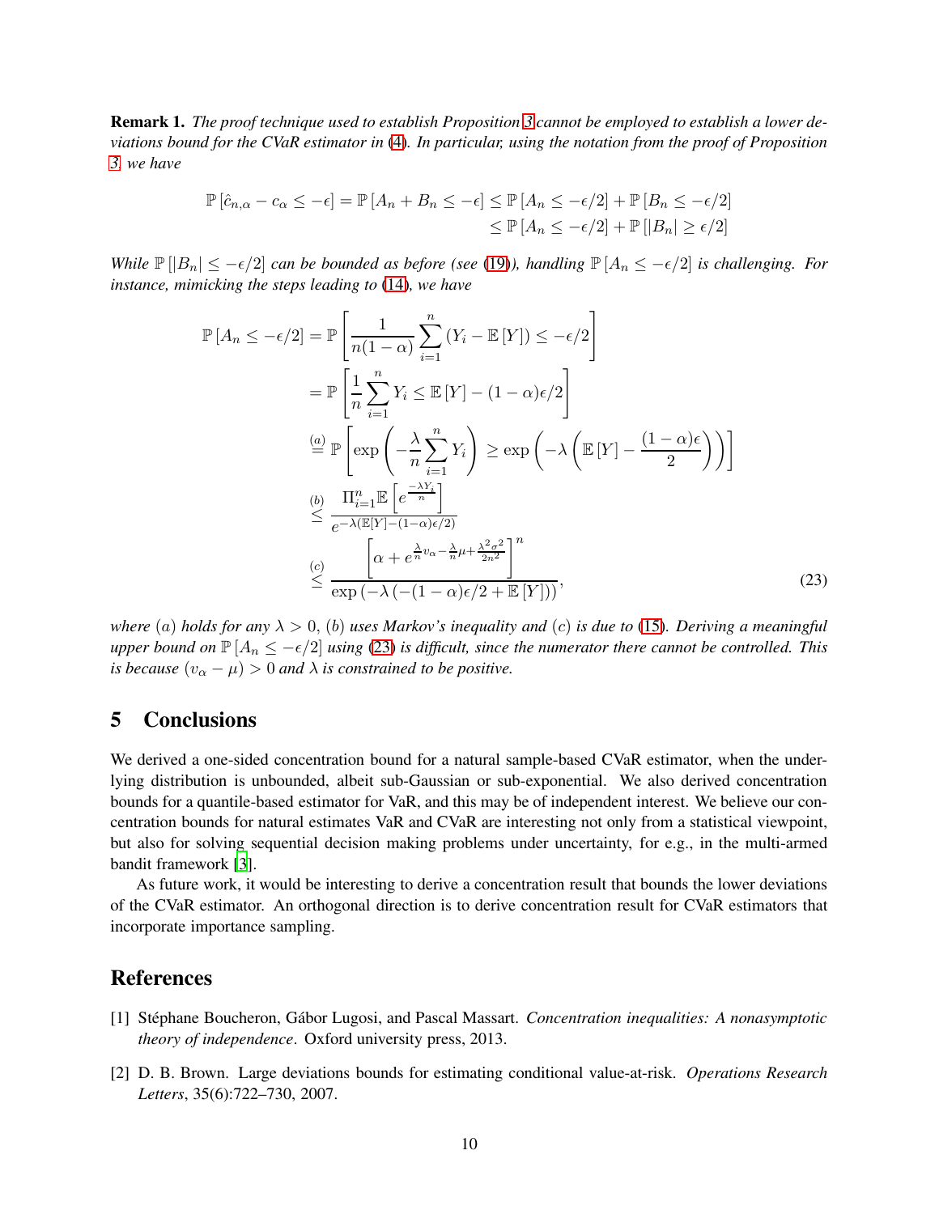**Remark 1.** *The proof technique used to establish Proposition 3 cannot be employed to establish a lower deviations bound for the CVaR estimator in (4). In particular, using the notation from the proof of Proposition 3, we have*

$$
\begin{aligned}
\mathbb{P}\left[\hat{c}_{n,\alpha} - c_\alpha \leq -\epsilon\right] = \mathbb{P}\left[A_n + B_n \leq -\epsilon\right] &\leq \mathbb{P}\left[A_n \leq -\epsilon/2\right] + \mathbb{P}\left[B_n \leq -\epsilon/2\right] \\
&\leq \mathbb{P}\left[A_n \leq -\epsilon/2\right] + \mathbb{P}\left[|B_n| \geq \epsilon/2\right]
\end{aligned}
$$

*While $\mathbb{P}\left[|B_n| \leq -\epsilon/2\right]$ can be bounded as before (see (19)), handling $\mathbb{P}\left[A_n \leq -\epsilon/2\right]$ is challenging. For instance, mimicking the steps leading to (14), we have*

$$
\begin{aligned}
\mathbb{P}\left[A_n \leq -\epsilon/2\right] &= \mathbb{P}\left[\frac{1}{n(1-\alpha)}\sum_{i=1}^{n}\left(Y_i - \mathbb{E}\left[Y\right]\right) \leq -\epsilon/2\right] \\
&= \mathbb{P}\left[\frac{1}{n}\sum_{i=1}^{n} Y_i \leq \mathbb{E}\left[Y\right] - (1-\alpha)\epsilon/2\right] \\
&\overset{(a)}{=} \mathbb{P}\left[\exp\left(-\frac{\lambda}{n}\sum_{i=1}^{n} Y_i\right) \geq \exp\left(-\lambda\left(\mathbb{E}\left[Y\right] - \frac{(1-\alpha)\epsilon}{2}\right)\right)\right] \\
&\overset{(b)}{\leq} \frac{\Pi_{i=1}^{n}\mathbb{E}\left[e^{\frac{-\lambda Y_i}{n}}\right]}{e^{-\lambda(\mathbb{E}[Y]-(1-\alpha)\epsilon/2)}} \\
&\overset{(c)}{\leq} \frac{\left[\alpha + e^{\frac{\lambda}{n}v_\alpha - \frac{\lambda}{n}\mu + \frac{\lambda^2\sigma^2}{2n^2}}\right]^n}{\exp\left(-\lambda\left(-(1-\alpha)\epsilon/2 + \mathbb{E}\left[Y\right]\right)\right)},
\end{aligned}
\tag{23}
$$

*where $(a)$ holds for any $\lambda > 0$, $(b)$ uses Markov's inequality and $(c)$ is due to (15). Deriving a meaningful upper bound on $\mathbb{P}\left[A_n \leq -\epsilon/2\right]$ using (23) is difficult, since the numerator there cannot be controlled. This is because $(v_\alpha - \mu) > 0$ and $\lambda$ is constrained to be positive.*

## 5 Conclusions

We derived a one-sided concentration bound for a natural sample-based CVaR estimator, when the underlying distribution is unbounded, albeit sub-Gaussian or sub-exponential. We also derived concentration bounds for a quantile-based estimator for VaR, and this may be of independent interest. We believe our concentration bounds for natural estimates VaR and CVaR are interesting not only from a statistical viewpoint, but also for solving sequential decision making problems under uncertainty, for e.g., in the multi-armed bandit framework [3].

As future work, it would be interesting to derive a concentration result that bounds the lower deviations of the CVaR estimator. An orthogonal direction is to derive concentration result for CVaR estimators that incorporate importance sampling.

## References

[1] Stéphane Boucheron, Gábor Lugosi, and Pascal Massart. *Concentration inequalities: A nonasymptotic theory of independence*. Oxford university press, 2013.

[2] D. B. Brown. Large deviations bounds for estimating conditional value-at-risk. *Operations Research Letters*, 35(6):722–730, 2007.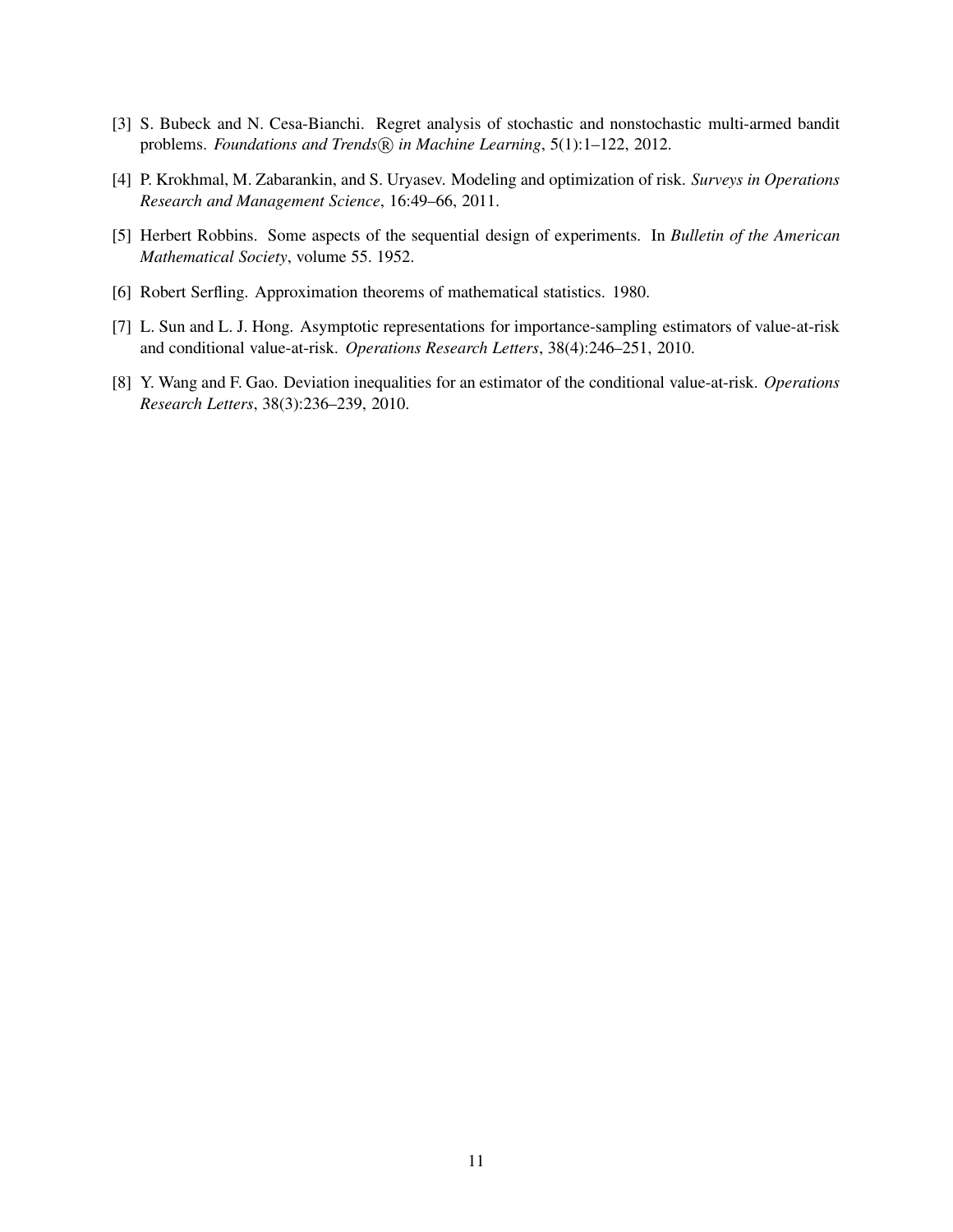[3] S. Bubeck and N. Cesa-Bianchi. Regret analysis of stochastic and nonstochastic multi-armed bandit problems. *Foundations and Trends® in Machine Learning*, 5(1):1–122, 2012.

[4] P. Krokhmal, M. Zabarankin, and S. Uryasev. Modeling and optimization of risk. *Surveys in Operations Research and Management Science*, 16:49–66, 2011.

[5] Herbert Robbins. Some aspects of the sequential design of experiments. In *Bulletin of the American Mathematical Society*, volume 55. 1952.

[6] Robert Serfling. Approximation theorems of mathematical statistics. 1980.

[7] L. Sun and L. J. Hong. Asymptotic representations for importance-sampling estimators of value-at-risk and conditional value-at-risk. *Operations Research Letters*, 38(4):246–251, 2010.

[8] Y. Wang and F. Gao. Deviation inequalities for an estimator of the conditional value-at-risk. *Operations Research Letters*, 38(3):236–239, 2010.